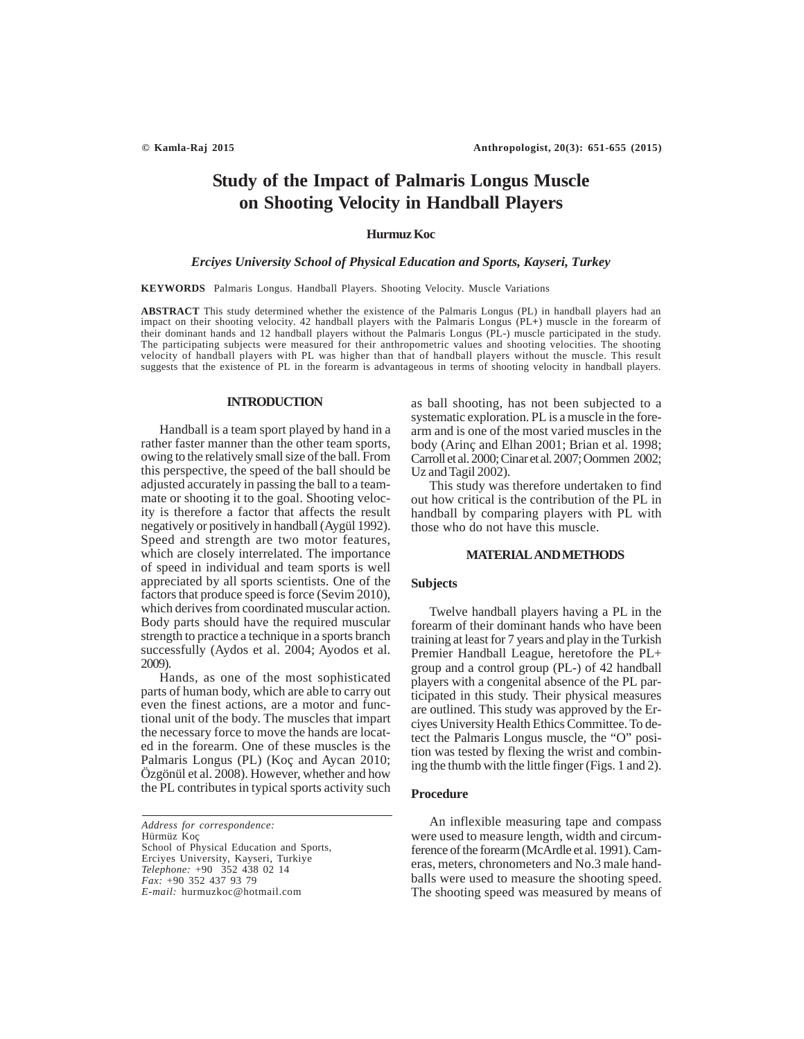# Study of the Impact of Palmaris Longus Muscle on Shooting Velocity in Handball Players

**Hurmuz Koc**

***Erciyes University School of Physical Education and Sports, Kayseri, Turkey***

**KEYWORDS** Palmaris Longus. Handball Players. Shooting Velocity. Muscle Variations

**ABSTRACT** This study determined whether the existence of the Palmaris Longus (PL) in handball players had an impact on their shooting velocity. 42 handball players with the Palmaris Longus (PL+) muscle in the forearm of their dominant hands and 12 handball players without the Palmaris Longus (PL-) muscle participated in the study. The participating subjects were measured for their anthropometric values and shooting velocities. The shooting velocity of handball players with PL was higher than that of handball players without the muscle. This result suggests that the existence of PL in the forearm is advantageous in terms of shooting velocity in handball players.

## INTRODUCTION

Handball is a team sport played by hand in a rather faster manner than the other team sports, owing to the relatively small size of the ball. From this perspective, the speed of the ball should be adjusted accurately in passing the ball to a teammate or shooting it to the goal. Shooting velocity is therefore a factor that affects the result negatively or positively in handball (Aygül 1992). Speed and strength are two motor features, which are closely interrelated. The importance of speed in individual and team sports is well appreciated by all sports scientists. One of the factors that produce speed is force (Sevim 2010), which derives from coordinated muscular action. Body parts should have the required muscular strength to practice a technique in a sports branch successfully (Aydos et al. 2004; Ayodos et al. 2009).

Hands, as one of the most sophisticated parts of human body, which are able to carry out even the finest actions, are a motor and functional unit of the body. The muscles that impart the necessary force to move the hands are located in the forearm. One of these muscles is the Palmaris Longus (PL) (Koç and Aycan 2010; Özgönül et al. 2008). However, whether and how the PL contributes in typical sports activity such as ball shooting, has not been subjected to a systematic exploration. PL is a muscle in the forearm and is one of the most varied muscles in the body (Arinç and Elhan 2001; Brian et al. 1998; Carroll et al. 2000; Cinar et al. 2007; Oommen 2002; Uz and Tagil 2002).

This study was therefore undertaken to find out how critical is the contribution of the PL in handball by comparing players with PL with those who do not have this muscle.

## MATERIAL AND METHODS

### Subjects

Twelve handball players having a PL in the forearm of their dominant hands who have been training at least for 7 years and play in the Turkish Premier Handball League, heretofore the PL+ group and a control group (PL-) of 42 handball players with a congenital absence of the PL participated in this study. Their physical measures are outlined. This study was approved by the Erciyes University Health Ethics Committee. To detect the Palmaris Longus muscle, the "O" position was tested by flexing the wrist and combining the thumb with the little finger (Figs. 1 and 2).

### Procedure

An inflexible measuring tape and compass were used to measure length, width and circumference of the forearm (McArdle et al. 1991). Cameras, meters, chronometers and No.3 male handballs were used to measure the shooting speed. The shooting speed was measured by means of

---

*Address for correspondence:*
Hürmüz Koç
School of Physical Education and Sports,
Erciyes University, Kayseri, Turkiye
*Telephone:* +90 352 438 02 14
*Fax:* +90 352 437 93 79
*E-mail:* hurmuzkoc@hotmail.com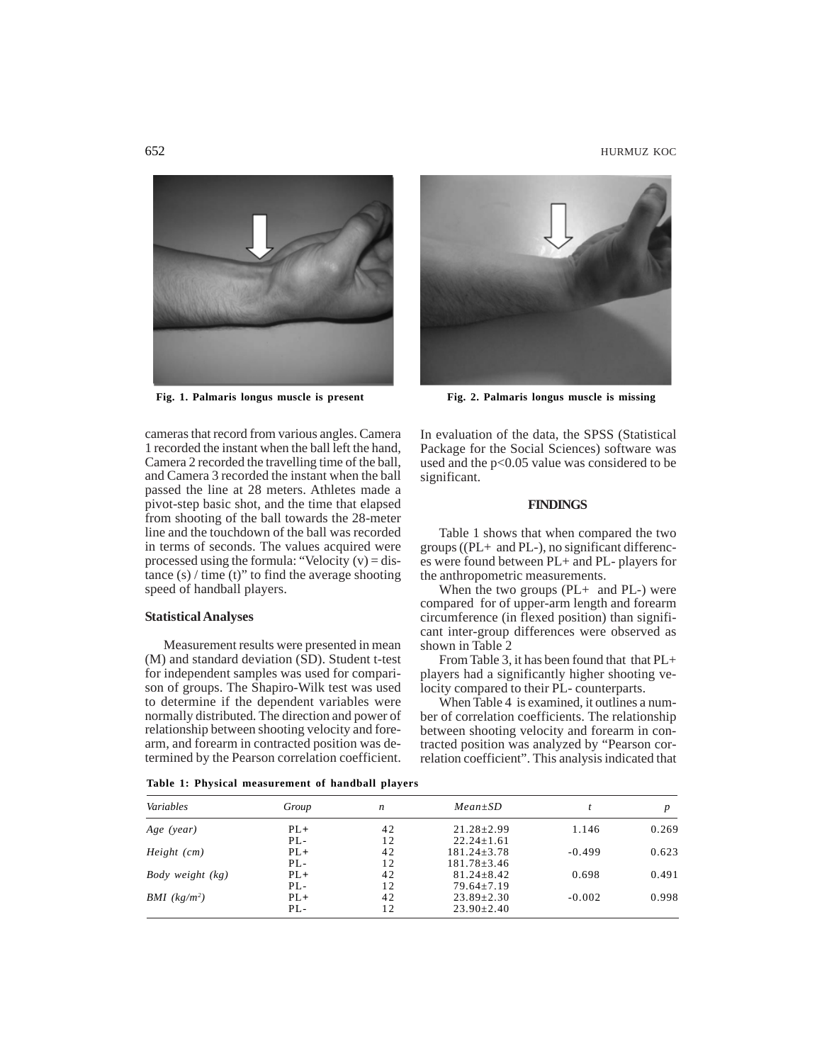Fig. 1. Palmaris longus muscle is present

Fig. 2. Palmaris longus muscle is missing

cameras that record from various angles. Camera 1 recorded the instant when the ball left the hand, Camera 2 recorded the travelling time of the ball, and Camera 3 recorded the instant when the ball passed the line at 28 meters. Athletes made a pivot-step basic shot, and the time that elapsed from shooting of the ball towards the 28-meter line and the touchdown of the ball was recorded in terms of seconds. The values acquired were processed using the formula: "Velocity (v) = distance (s) / time (t)" to find the average shooting speed of handball players.

### Statistical Analyses

Measurement results were presented in mean (M) and standard deviation (SD). Student t-test for independent samples was used for comparison of groups. The Shapiro-Wilk test was used to determine if the dependent variables were normally distributed. The direction and power of relationship between shooting velocity and forearm, and forearm in contracted position was determined by the Pearson correlation coefficient. In evaluation of the data, the SPSS (Statistical Package for the Social Sciences) software was used and the $p<0.05$ value was considered to be significant.

## FINDINGS

Table 1 shows that when compared the two groups ((PL+ and PL-), no significant differences were found between PL+ and PL- players for the anthropometric measurements.

When the two groups (PL+ and PL-) were compared for of upper-arm length and forearm circumference (in flexed position) than significant inter-group differences were observed as shown in Table 2

From Table 3, it has been found that that PL+ players had a significantly higher shooting velocity compared to their PL- counterparts.

When Table 4 is examined, it outlines a number of correlation coefficients. The relationship between shooting velocity and forearm in contracted position was analyzed by "Pearson correlation coefficient". This analysis indicated that

**Table 1: Physical measurement of handball players**

| *Variables* | *Group* | *n* | *Mean±SD* | *t* | *p* |
|---|---|---|---|---|---|
| *Age (year)* | PL+ | 42 | 21.28±2.99 | 1.146 | 0.269 |
| | PL- | 12 | 22.24±1.61 | | |
| *Height (cm)* | PL+ | 42 | 181.24±3.78 | -0.499 | 0.623 |
| | PL- | 12 | 181.78±3.46 | | |
| *Body weight (kg)* | PL+ | 42 | 81.24±8.42 | 0.698 | 0.491 |
| | PL- | 12 | 79.64±7.19 | | |
| *BMI (kg/m²)* | PL+ | 42 | 23.89±2.30 | -0.002 | 0.998 |
| | PL- | 12 | 23.90±2.40 | | |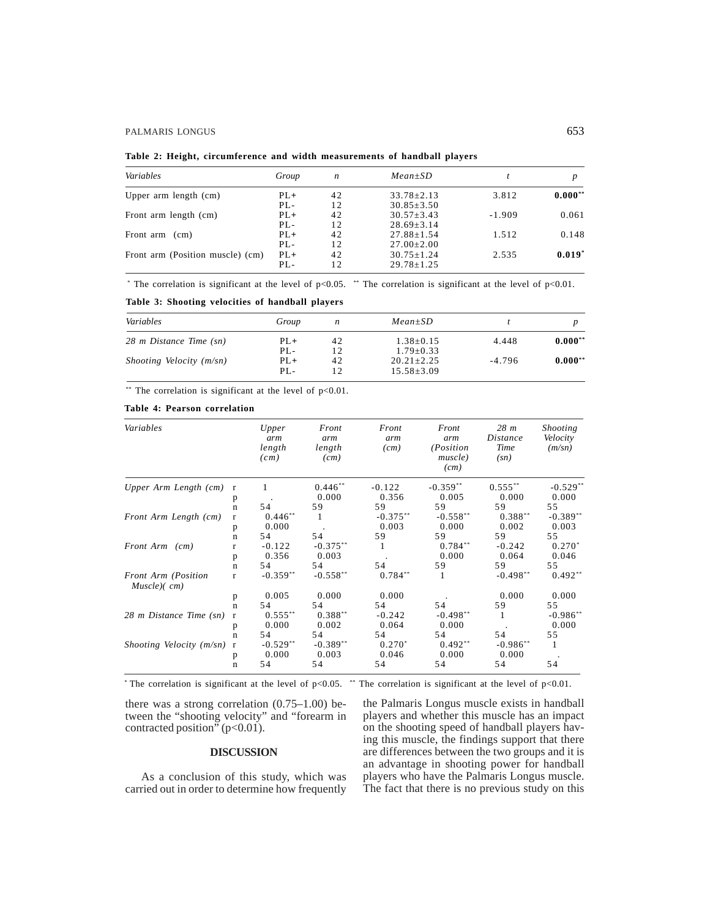**Table 2: Height, circumference and width measurements of handball players**

| *Variables* | *Group* | *n* | *Mean±SD* | *t* | *p* |
|---|---|---|---|---|---|
| Upper arm length (cm) | PL+ | 42 | 33.78±2.13 | 3.812 | **0.000**** |
| | PL- | 12 | 30.85±3.50 | | |
| Front arm length (cm) | PL+ | 42 | 30.57±3.43 | -1.909 | 0.061 |
| | PL- | 12 | 28.69±3.14 | | |
| Front arm (cm) | PL+ | 42 | 27.88±1.54 | 1.512 | 0.148 |
| | PL- | 12 | 27.00±2.00 | | |
| Front arm (Position muscle) (cm) | PL+ | 42 | 30.75±1.24 | 2.535 | **0.019*** |
| | PL- | 12 | 29.78±1.25 | | |

* The correlation is significant at the level of $p<0.05$. ** The correlation is significant at the level of $p<0.01$.

**Table 3: Shooting velocities of handball players**

| *Variables* | *Group* | *n* | *Mean±SD* | *t* | *p* |
|---|---|---|---|---|---|
| *28 m Distance Time (sn)* | PL+ | 42 | 1.38±0.15 | 4.448 | **0.000**** |
| | PL- | 12 | 1.79±0.33 | | |
| *Shooting Velocity (m/sn)* | PL+ | 42 | 20.21±2.25 | -4.796 | **0.000**** |
| | PL- | 12 | 15.58±3.09 | | |

** The correlation is significant at the level of $p<0.01$.

**Table 4: Pearson correlation**

| *Variables* | | *Upper arm length (cm)* | *Front arm length (cm)* | *Front arm (cm)* | *Front arm (Position muscle) (cm)* | *28 m Distance Time (sn)* | *Shooting Velocity (m/sn)* |
|---|---|---|---|---|---|---|---|
| *Upper Arm Length (cm)* | r | 1 | 0.446** | -0.122 | -0.359** | 0.555** | -0.529** |
| | p | . | 0.000 | 0.356 | 0.005 | 0.000 | 0.000 |
| | n | 54 | 59 | 59 | 59 | 59 | 55 |
| *Front Arm Length (cm)* | r | 0.446** | 1 | -0.375** | -0.558** | 0.388** | -0.389** |
| | p | 0.000 | . | 0.003 | 0.000 | 0.002 | 0.003 |
| | n | 54 | 54 | 59 | 59 | 59 | 55 |
| *Front Arm (cm)* | r | -0.122 | -0.375** | 1 | 0.784** | -0.242 | 0.270* |
| | p | 0.356 | 0.003 | . | 0.000 | 0.064 | 0.046 |
| | n | 54 | 54 | 54 | 59 | 59 | 55 |
| *Front Arm (Position Muscle)( cm)* | r | -0.359** | -0.558** | 0.784** | 1 | -0.498** | 0.492** |
| | p | 0.005 | 0.000 | 0.000 | . | 0.000 | 0.000 |
| | n | 54 | 54 | 54 | 54 | 59 | 55 |
| *28 m Distance Time (sn)* | r | 0.555** | 0.388** | -0.242 | -0.498** | 1 | -0.986** |
| | p | 0.000 | 0.002 | 0.064 | 0.000 | . | 0.000 |
| | n | 54 | 54 | 54 | 54 | 54 | 55 |
| *Shooting Velocity (m/sn)* | r | -0.529** | -0.389** | 0.270* | 0.492** | -0.986** | 1 |
| | p | 0.000 | 0.003 | 0.046 | 0.000 | 0.000 | . |
| | n | 54 | 54 | 54 | 54 | 54 | 54 |

* The correlation is significant at the level of $p<0.05$. ** The correlation is significant at the level of $p<0.01$.

there was a strong correlation (0.75–1.00) between the "shooting velocity" and "forearm in contracted position" ($p<0.01$).

## DISCUSSION

As a conclusion of this study, which was carried out in order to determine how frequently the Palmaris Longus muscle exists in handball players and whether this muscle has an impact on the shooting speed of handball players having this muscle, the findings support that there are differences between the two groups and it is an advantage in shooting power for handball players who have the Palmaris Longus muscle. The fact that there is no previous study on this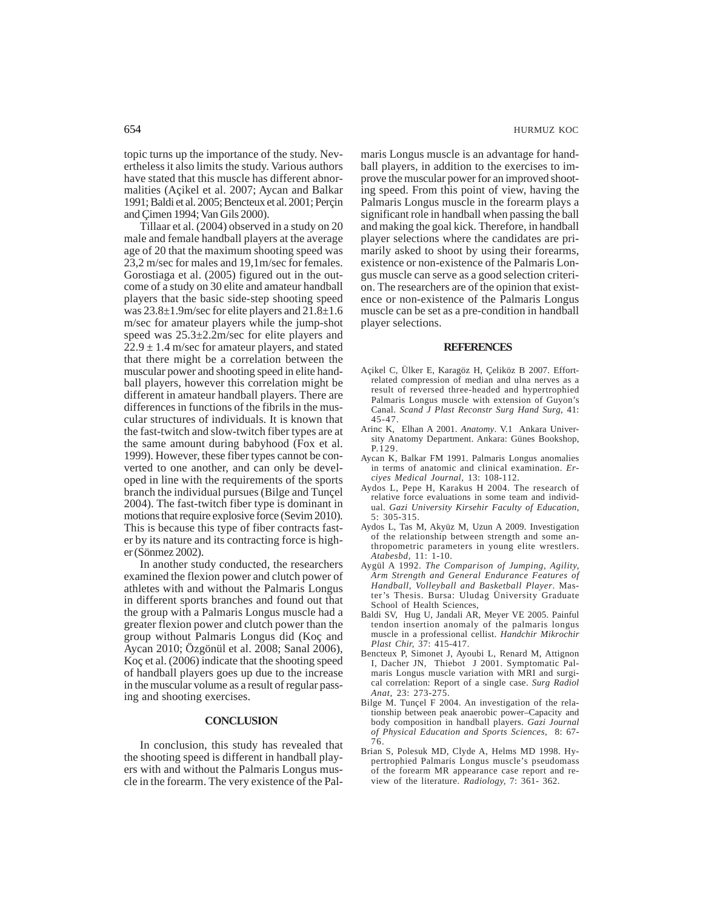topic turns up the importance of the study. Nevertheless it also limits the study. Various authors have stated that this muscle has different abnormalities (Açikel et al. 2007; Aycan and Balkar 1991; Baldi et al. 2005; Bencteux et al. 2001; Perçin and Çimen 1994; Van Gils 2000).

Tillaar et al. (2004) observed in a study on 20 male and female handball players at the average age of 20 that the maximum shooting speed was 23,2 m/sec for males and 19,1m/sec for females. Gorostiaga et al. (2005) figured out in the outcome of a study on 30 elite and amateur handball players that the basic side-step shooting speed was 23.8±1.9m/sec for elite players and 21.8±1.6 m/sec for amateur players while the jump-shot speed was 25.3±2.2m/sec for elite players and 22.9 ± 1.4 m/sec for amateur players, and stated that there might be a correlation between the muscular power and shooting speed in elite handball players, however this correlation might be different in amateur handball players. There are differences in functions of the fibrils in the muscular structures of individuals. It is known that the fast-twitch and slow-twitch fiber types are at the same amount during babyhood (Fox et al. 1999). However, these fiber types cannot be converted to one another, and can only be developed in line with the requirements of the sports branch the individual pursues (Bilge and Tunçel 2004). The fast-twitch fiber type is dominant in motions that require explosive force (Sevim 2010). This is because this type of fiber contracts faster by its nature and its contracting force is higher (Sönmez 2002).

In another study conducted, the researchers examined the flexion power and clutch power of athletes with and without the Palmaris Longus in different sports branches and found out that the group with a Palmaris Longus muscle had a greater flexion power and clutch power than the group without Palmaris Longus did (Koç and Aycan 2010; Özgönül et al. 2008; Sanal 2006), Koç et al. (2006) indicate that the shooting speed of handball players goes up due to the increase in the muscular volume as a result of regular passing and shooting exercises.

## CONCLUSION

In conclusion, this study has revealed that the shooting speed is different in handball players with and without the Palmaris Longus muscle in the forearm. The very existence of the Palmaris Longus muscle is an advantage for handball players, in addition to the exercises to improve the muscular power for an improved shooting speed. From this point of view, having the Palmaris Longus muscle in the forearm plays a significant role in handball when passing the ball and making the goal kick. Therefore, in handball player selections where the candidates are primarily asked to shoot by using their forearms, existence or non-existence of the Palmaris Longus muscle can serve as a good selection criterion. The researchers are of the opinion that existence or non-existence of the Palmaris Longus muscle can be set as a pre-condition in handball player selections.

## REFERENCES

Açikel C, Ülker E, Karagöz H, Çeliköz B 2007. Effort-related compression of median and ulna nerves as a result of reversed three-headed and hypertrophied Palmaris Longus muscle with extension of Guyon's Canal. *Scand J Plast Reconstr Surg Hand Surg,* 41: 45-47.

Arinc K, Elhan A 2001. *Anatomy*. V.1 Ankara University Anatomy Department. Ankara: Günes Bookshop, P.129.

Aycan K, Balkar FM 1991. Palmaris Longus anomalies in terms of anatomic and clinical examination. *Erciyes Medical Journal,* 13: 108-112.

Aydos L, Pepe H, Karakus H 2004. The research of relative force evaluations in some team and individual. *Gazi University Kirsehir Faculty of Education,* 5: 305-315.

Aydos L, Tas M, Akyüz M, Uzun A 2009. Investigation of the relationship between strength and some anthropometric parameters in young elite wrestlers. *Atabesbd,* 11: 1-10.

Aygül A 1992. *The Comparison of Jumping, Agility, Arm Strength and General Endurance Features of Handball, Volleyball and Basketball Player*. Master's Thesis. Bursa: Uludag Üniversity Graduate School of Health Sciences,

Baldi SV, Hug U, Jandali AR, Meyer VE 2005. Painful tendon insertion anomaly of the palmaris longus muscle in a professional cellist. *Handchir Mikrochir Plast Chir,* 37: 415-417.

Bencteux P, Simonet J, Ayoubi L, Renard M, Attignon I, Dacher JN, Thiebot J 2001. Symptomatic Palmaris Longus muscle variation with MRI and surgical correlation: Report of a single case. *Surg Radiol Anat,* 23: 273-275.

Bilge M. Tunçel F 2004. An investigation of the relationship between peak anaerobic power–Capacity and body composition in handball players. *Gazi Journal of Physical Education and Sports Sciences,* 8: 67-76.

Brian S, Polesuk MD, Clyde A, Helms MD 1998. Hypertrophied Palmaris Longus muscle's pseudomass of the forearm MR appearance case report and review of the literature. *Radiology,* 7: 361- 362.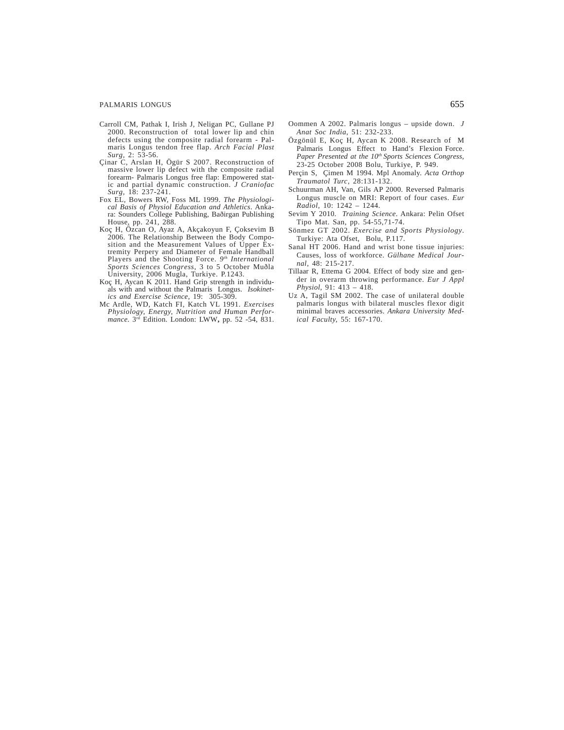Carroll CM, Pathak I, Irish J, Neligan PC, Gullane PJ 2000. Reconstruction of total lower lip and chin defects using the composite radial forearm - Palmaris Longus tendon free flap. *Arch Facial Plast Surg*, 2: 53-56.

Çinar C, Arslan H, Ögür S 2007. Reconstruction of massive lower lip defect with the composite radial forearm- Palmaris Longus free flap: Empowered static and partial dynamic construction. *J Craniofac Surg*, 18: 237-241.

Fox EL, Bowers RW, Foss ML 1999. *The Physiological Basis of Physiol Education and Athletics*. Ankara: Sounders College Publishing, Baðirgan Publishing House, pp. 241, 288.

Koç H, Özcan O, Ayaz A, Akçakoyun F, Çoksevim B 2006. The Relationship Between the Body Composition and the Measurement Values of Upper Extremity Perpery and Diameter of Female Handball Players and the Shooting Force. *9th International Sports Sciences Congress*, 3 to 5 October Muðla University, 2006 Mugla, Turkiye. P.1243.

Koç H, Aycan K 2011. Hand Grip strength in individuals with and without the Palmaris Longus. *Isokinetics and Exercise Science*, 19: 305-309.

Mc Ardle, WD, Katch FI, Katch VL 1991. *Exercises Physiology, Energy, Nutrition and Human Performance.* 3rd Edition. London: LWW, pp. 52 -54, 831.

Oommen A 2002. Palmaris longus – upside down. *J Anat Soc India*, 51: 232-233.

Özgönül E, Koç H, Aycan K 2008. Research of M Palmaris Longus Effect to Hand's Flexion Force. *Paper Presented at the 10th Sports Sciences Congress*, 23-25 October 2008 Bolu, Turkiye, P. 949.

Perçin S, Çimen M 1994. Mpl Anomaly. *Acta Orthop Traumatol Turc*, 28:131-132.

Schuurman AH, Van, Gils AP 2000. Reversed Palmaris Longus muscle on MRI: Report of four cases. *Eur Radiol*, 10: 1242 – 1244.

Sevim Y 2010. *Training Science*. Ankara: Pelin Ofset Tipo Mat. San, pp. 54-55,71-74.

Sönmez GT 2002. *Exercise and Sports Physiology*. Turkiye: Ata Ofset, Bolu, P.117.

Sanal HT 2006. Hand and wrist bone tissue injuries: Causes, loss of workforce. *Gülhane Medical Journal*, 48: 215-217.

Tillaar R, Ettema G 2004. Effect of body size and gender in overarm throwing performance. *Eur J Appl Physiol*, 91: 413 – 418.

Uz A, Tagil SM 2002. The case of unilateral double palmaris longus with bilateral muscles flexor digit minimal braves accessories. *Ankara University Medical Faculty*, 55: 167-170.